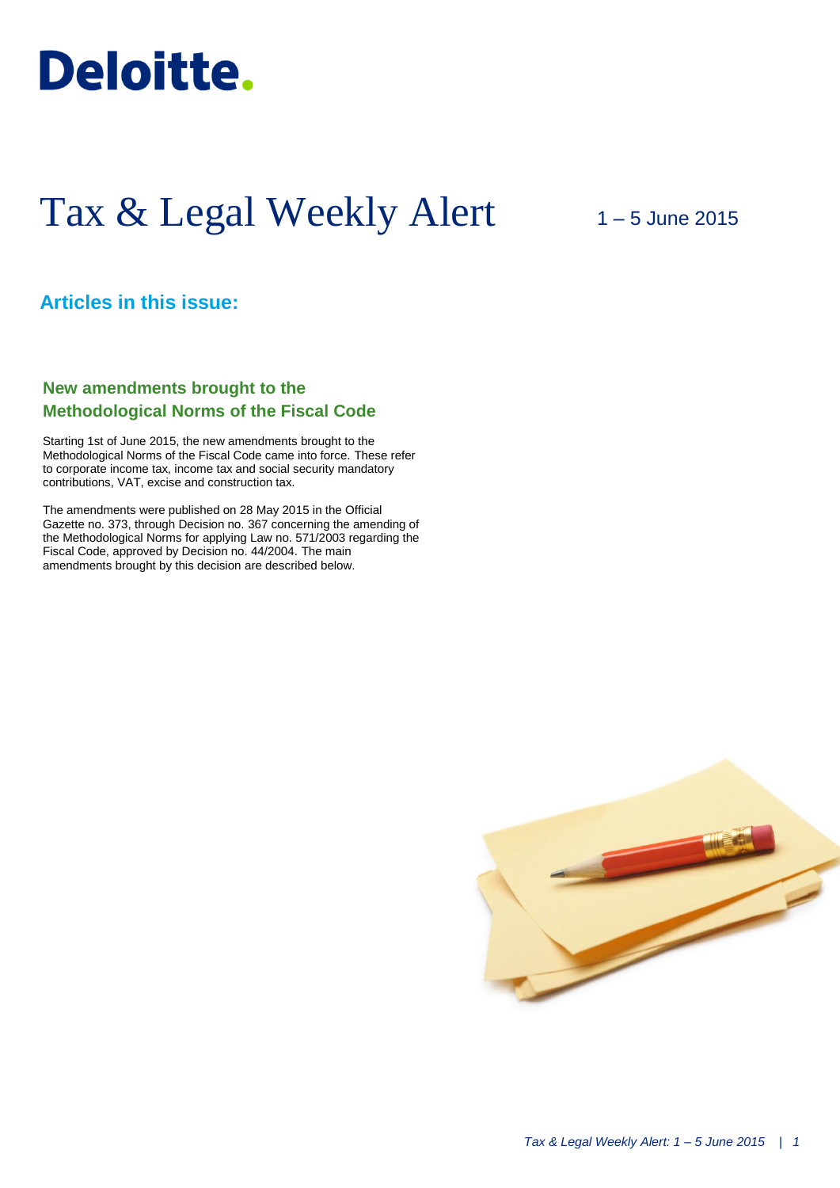Deloitte.

# Tax & Legal Weekly Alert

1 – 5 June 2015

## Articles in this issue:

### New amendments brought to the Methodological Norms of the Fiscal Code

Starting 1st of June 2015, the new amendments brought to the Methodological Norms of the Fiscal Code came into force. These refer to corporate income tax, income tax and social security mandatory contributions, VAT, excise and construction tax.

The amendments were published on 28 May 2015 in the Official Gazette no. 373, through Decision no. 367 concerning the amending of the Methodological Norms for applying Law no. 571/2003 regarding the Fiscal Code, approved by Decision no. 44/2004. The main amendments brought by this decision are described below.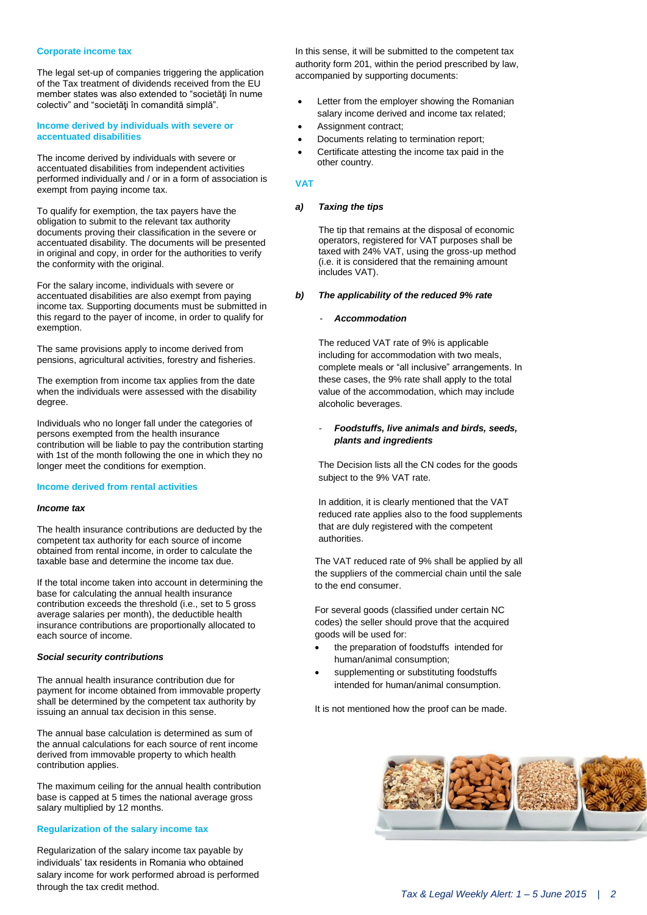## Corporate income tax

The legal set-up of companies triggering the application of the Tax treatment of dividends received from the EU member states was also extended to "societăţi în nume colectiv" and "societăţi în comandită simplă".

## Income derived by individuals with severe or accentuated disabilities

The income derived by individuals with severe or accentuated disabilities from independent activities performed individually and / or in a form of association is exempt from paying income tax.

To qualify for exemption, the tax payers have the obligation to submit to the relevant tax authority documents proving their classification in the severe or accentuated disability. The documents will be presented in original and copy, in order for the authorities to verify the conformity with the original.

For the salary income, individuals with severe or accentuated disabilities are also exempt from paying income tax. Supporting documents must be submitted in this regard to the payer of income, in order to qualify for exemption.

The same provisions apply to income derived from pensions, agricultural activities, forestry and fisheries.

The exemption from income tax applies from the date when the individuals were assessed with the disability degree.

Individuals who no longer fall under the categories of persons exempted from the health insurance contribution will be liable to pay the contribution starting with 1st of the month following the one in which they no longer meet the conditions for exemption.

## Income derived from rental activities

***Income tax***

The health insurance contributions are deducted by the competent tax authority for each source of income obtained from rental income, in order to calculate the taxable base and determine the income tax due.

If the total income taken into account in determining the base for calculating the annual health insurance contribution exceeds the threshold (i.e., set to 5 gross average salaries per month), the deductible health insurance contributions are proportionally allocated to each source of income.

***Social security contributions***

The annual health insurance contribution due for payment for income obtained from immovable property shall be determined by the competent tax authority by issuing an annual tax decision in this sense.

The annual base calculation is determined as sum of the annual calculations for each source of rent income derived from immovable property to which health contribution applies.

The maximum ceiling for the annual health contribution base is capped at 5 times the national average gross salary multiplied by 12 months.

## Regularization of the salary income tax

Regularization of the salary income tax payable by individuals' tax residents in Romania who obtained salary income for work performed abroad is performed through the tax credit method.

In this sense, it will be submitted to the competent tax authority form 201, within the period prescribed by law, accompanied by supporting documents:

- Letter from the employer showing the Romanian salary income derived and income tax related;
- Assignment contract;
- Documents relating to termination report;
- Certificate attesting the income tax paid in the other country.

## VAT

***a) Taxing the tips***

The tip that remains at the disposal of economic operators, registered for VAT purposes shall be taxed with 24% VAT, using the gross-up method (i.e. it is considered that the remaining amount includes VAT).

***b) The applicability of the reduced 9% rate***

- ***Accommodation***

The reduced VAT rate of 9% is applicable including for accommodation with two meals, complete meals or "all inclusive" arrangements. In these cases, the 9% rate shall apply to the total value of the accommodation, which may include alcoholic beverages.

- ***Foodstuffs, live animals and birds, seeds, plants and ingredients***

The Decision lists all the CN codes for the goods subject to the 9% VAT rate.

In addition, it is clearly mentioned that the VAT reduced rate applies also to the food supplements that are duly registered with the competent authorities.

The VAT reduced rate of 9% shall be applied by all the suppliers of the commercial chain until the sale to the end consumer.

For several goods (classified under certain NC codes) the seller should prove that the acquired goods will be used for:

- the preparation of foodstuffs intended for human/animal consumption;
- supplementing or substituting foodstuffs intended for human/animal consumption.

It is not mentioned how the proof can be made.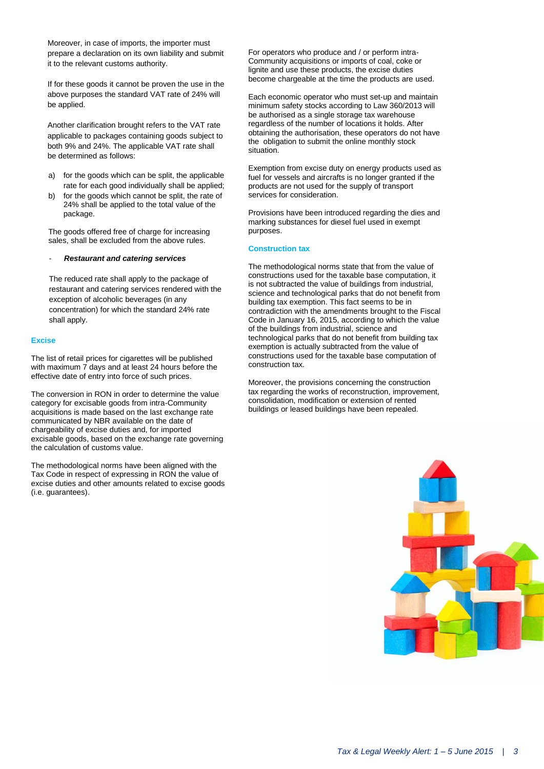Moreover, in case of imports, the importer must prepare a declaration on its own liability and submit it to the relevant customs authority.

If for these goods it cannot be proven the use in the above purposes the standard VAT rate of 24% will be applied.

Another clarification brought refers to the VAT rate applicable to packages containing goods subject to both 9% and 24%. The applicable VAT rate shall be determined as follows:

a) for the goods which can be split, the applicable rate for each good individually shall be applied;
b) for the goods which cannot be split, the rate of 24% shall be applied to the total value of the package.

The goods offered free of charge for increasing sales, shall be excluded from the above rules.

- ***Restaurant and catering services***

The reduced rate shall apply to the package of restaurant and catering services rendered with the exception of alcoholic beverages (in any concentration) for which the standard 24% rate shall apply.

## Excise

The list of retail prices for cigarettes will be published with maximum 7 days and at least 24 hours before the effective date of entry into force of such prices.

The conversion in RON in order to determine the value category for excisable goods from intra-Community acquisitions is made based on the last exchange rate communicated by NBR available on the date of chargeability of excise duties and, for imported excisable goods, based on the exchange rate governing the calculation of customs value.

The methodological norms have been aligned with the Tax Code in respect of expressing in RON the value of excise duties and other amounts related to excise goods (i.e. guarantees).

For operators who produce and / or perform intra-Community acquisitions or imports of coal, coke or lignite and use these products, the excise duties become chargeable at the time the products are used.

Each economic operator who must set-up and maintain minimum safety stocks according to Law 360/2013 will be authorised as a single storage tax warehouse regardless of the number of locations it holds. After obtaining the authorisation, these operators do not have the obligation to submit the online monthly stock situation.

Exemption from excise duty on energy products used as fuel for vessels and aircrafts is no longer granted if the products are not used for the supply of transport services for consideration.

Provisions have been introduced regarding the dies and marking substances for diesel fuel used in exempt purposes.

## Construction tax

The methodological norms state that from the value of constructions used for the taxable base computation, it is not subtracted the value of buildings from industrial, science and technological parks that do not benefit from building tax exemption. This fact seems to be in contradiction with the amendments brought to the Fiscal Code in January 16, 2015, according to which the value of the buildings from industrial, science and technological parks that do not benefit from building tax exemption is actually subtracted from the value of constructions used for the taxable base computation of construction tax.

Moreover, the provisions concerning the construction tax regarding the works of reconstruction, improvement, consolidation, modification or extension of rented buildings or leased buildings have been repealed.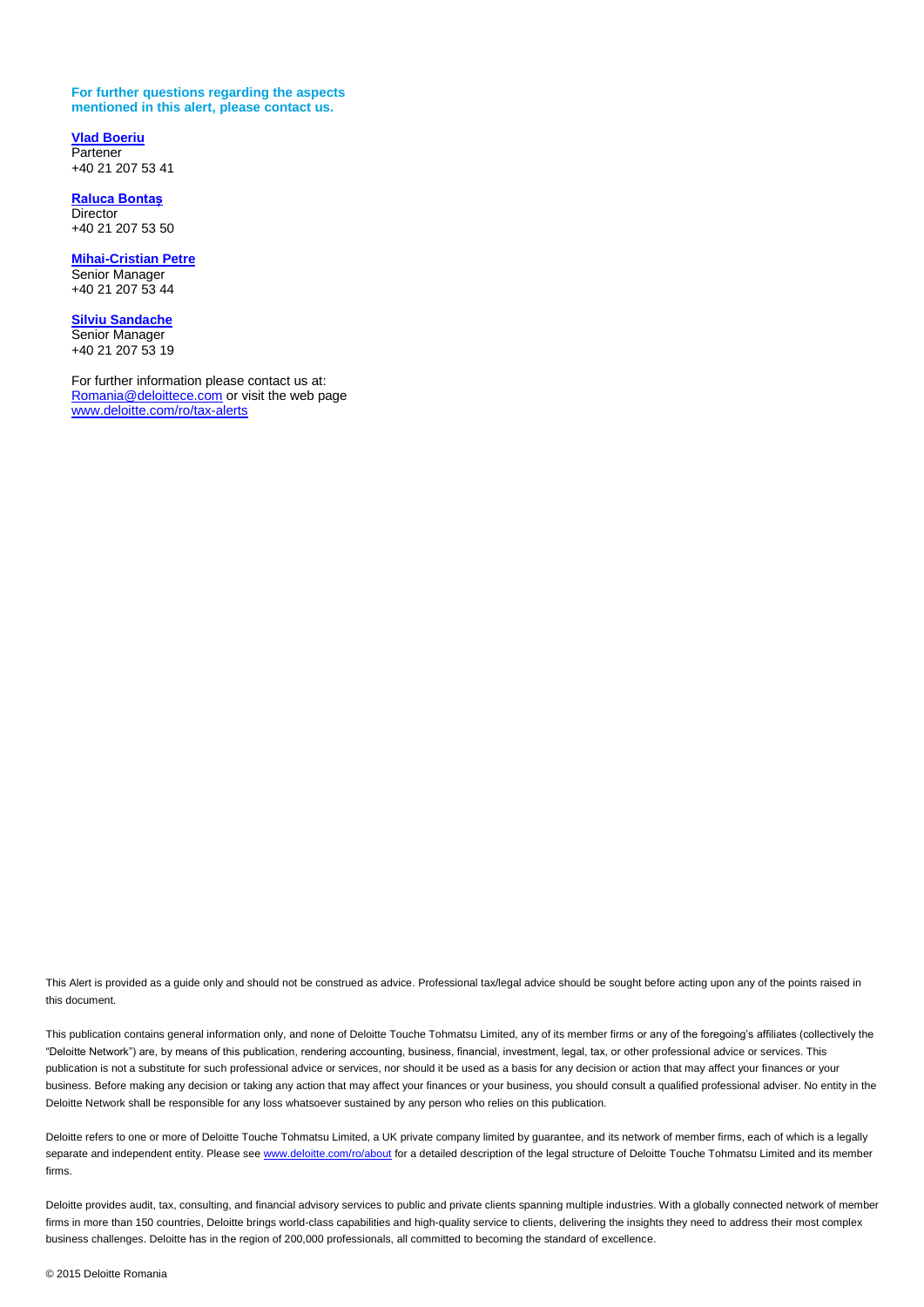**For further questions regarding the aspects mentioned in this alert, please contact us.**

**[Vlad Boeriu](#)**
Partener
+40 21 207 53 41

**[Raluca Bontaş](#)**
Director
+40 21 207 53 50

**[Mihai-Cristian Petre](#)**
Senior Manager
+40 21 207 53 44

**[Silviu Sandache](#)**
Senior Manager
+40 21 207 53 19

For further information please contact us at:
[Romania@deloittece.com](mailto:Romania@deloittece.com) or visit the web page
[www.deloitte.com/ro/tax-alerts](http://www.deloitte.com/ro/tax-alerts)

This Alert is provided as a guide only and should not be construed as advice. Professional tax/legal advice should be sought before acting upon any of the points raised in this document.

This publication contains general information only, and none of Deloitte Touche Tohmatsu Limited, any of its member firms or any of the foregoing's affiliates (collectively the "Deloitte Network") are, by means of this publication, rendering accounting, business, financial, investment, legal, tax, or other professional advice or services. This publication is not a substitute for such professional advice or services, nor should it be used as a basis for any decision or action that may affect your finances or your business. Before making any decision or taking any action that may affect your finances or your business, you should consult a qualified professional adviser. No entity in the Deloitte Network shall be responsible for any loss whatsoever sustained by any person who relies on this publication.

Deloitte refers to one or more of Deloitte Touche Tohmatsu Limited, a UK private company limited by guarantee, and its network of member firms, each of which is a legally separate and independent entity. Please see [www.deloitte.com/ro/about](http://www.deloitte.com/ro/about) for a detailed description of the legal structure of Deloitte Touche Tohmatsu Limited and its member firms.

Deloitte provides audit, tax, consulting, and financial advisory services to public and private clients spanning multiple industries. With a globally connected network of member firms in more than 150 countries, Deloitte brings world-class capabilities and high-quality service to clients, delivering the insights they need to address their most complex business challenges. Deloitte has in the region of 200,000 professionals, all committed to becoming the standard of excellence.

© 2015 Deloitte Romania